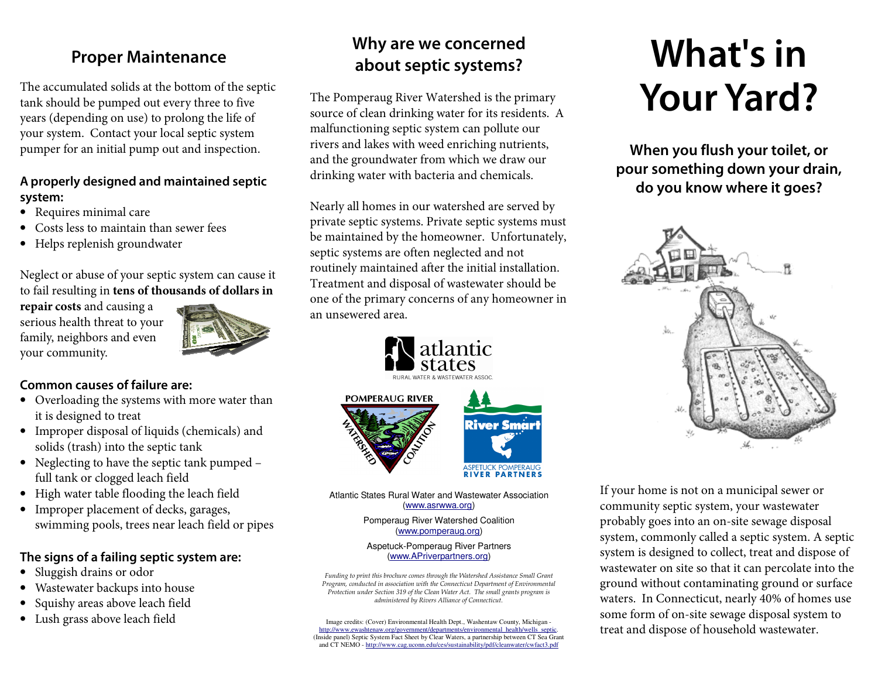## Proper Maintenance

The accumulated solids at the bottom of the septic tank should be pumped out every three to five years (depending on use) to prolong the life of your system. Contact your local septic system pumper for an initial pump out and inspection.

### A properly designed and maintained septic system:

- Requires minimal care
- Costs less to maintain than sewer fees
- Helps replenish groundwater

Neglect or abuse of your septic system can cause it to fail resulting in **tens of thousands of dollars in repair costs** and causing a serious health threat to your family, neighbors and even your community.

### Common causes of failure are:

- Overloading the systems with more water than it is designed to treat
- Improper disposal of liquids (chemicals) and solids (trash) into the septic tank
- Neglecting to have the septic tank pumped – full tank or clogged leach field
- High water table flooding the leach field
- Improper placement of decks, garages, swimming pools, trees near leach field or pipes

### The signs of a failing septic system are:

- Sluggish drains or odor
- Wastewater backups into house
- Squishy areas above leach field
- Lush grass above leach field

## Why are we concerned about septic systems?

The Pomperaug River Watershed is the primary source of clean drinking water for its residents. A malfunctioning septic system can pollute our rivers and lakes with weed enriching nutrients, and the groundwater from which we draw our drinking water with bacteria and chemicals.

Nearly all homes in our watershed are served by private septic systems. Private septic systems must be maintained by the homeowner. Unfortunately, septic systems are often neglected and not routinely maintained after the initial installation. Treatment and disposal of wastewater should be one of the primary concerns of any homeowner in an unsewered area.

Atlantic States Rural Water and Wastewater Association (www.asrwwa.org)

Pomperaug River Watershed Coalition (www.pomperaug.org)

Aspetuck-Pomperaug River Partners (www.APriverpartners.org)

*Funding to print this brochure comes through the Watershed Assistance Small Grant Program, conducted in association with the Connecticut Department of Environmental Protection under Section 319 of the Clean Water Act. The small grants program is administered by Rivers Alliance of Connecticut.*

Image credits: (Cover) Environmental Health Dept., Washentaw County, Michigan - http://www.ewashtenaw.org/government/departments/environmental_health/wells_septic. (Inside panel) Septic System Fact Sheet by Clear Waters, a partnership between CT Sea Grant and CT NEMO - http://www.cag.uconn.edu/ces/sustainability/pdf/cleanwater/cwfact3.pdf

# What's in Your Yard?

### When you flush your toilet, or pour something down your drain, do you know where it goes?

If your home is not on a municipal sewer or community septic system, your wastewater probably goes into an on-site sewage disposal system, commonly called a septic system. A septic system is designed to collect, treat and dispose of wastewater on site so that it can percolate into the ground without contaminating ground or surface waters. In Connecticut, nearly 40% of homes use some form of on-site sewage disposal system to treat and dispose of household wastewater.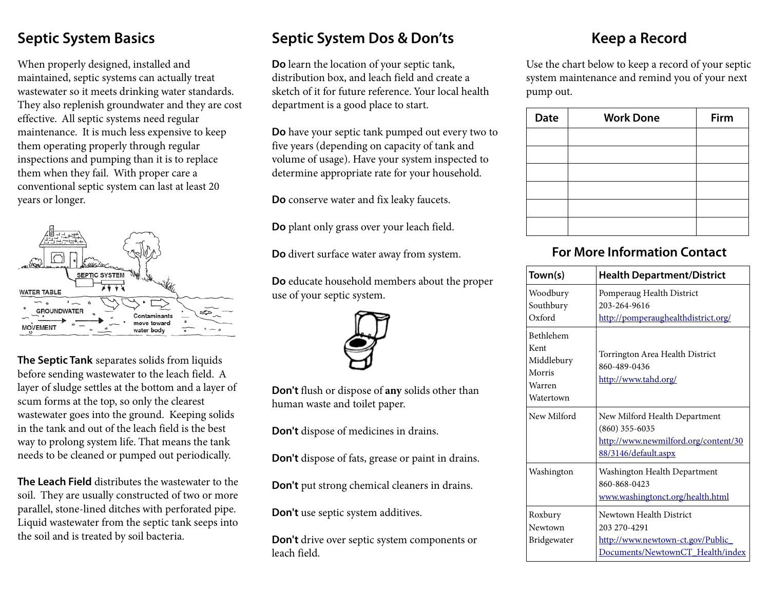## Septic System Basics

When properly designed, installed and maintained, septic systems can actually treat wastewater so it meets drinking water standards. They also replenish groundwater and they are cost effective. All septic systems need regular maintenance. It is much less expensive to keep them operating properly through regular inspections and pumping than it is to replace them when they fail. With proper care a conventional septic system can last at least 20 years or longer.

SEPTIC SYSTEM
WATER TABLE
GROUNDWATER
MOVEMENT
Contaminants move toward water body

**The Septic Tank** separates solids from liquids before sending wastewater to the leach field. A layer of sludge settles at the bottom and a layer of scum forms at the top, so only the clearest wastewater goes into the ground. Keeping solids in the tank and out of the leach field is the best way to prolong system life. That means the tank needs to be cleaned or pumped out periodically.

**The Leach Field** distributes the wastewater to the soil. They are usually constructed of two or more parallel, stone-lined ditches with perforated pipe. Liquid wastewater from the septic tank seeps into the soil and is treated by soil bacteria.

## Septic System Dos & Don'ts

**Do** learn the location of your septic tank, distribution box, and leach field and create a sketch of it for future reference. Your local health department is a good place to start.

**Do** have your septic tank pumped out every two to five years (depending on capacity of tank and volume of usage). Have your system inspected to determine appropriate rate for your household.

**Do** conserve water and fix leaky faucets.

**Do** plant only grass over your leach field.

**Do** divert surface water away from system.

**Do** educate household members about the proper use of your septic system.

**Don't** flush or dispose of **any** solids other than human waste and toilet paper.

**Don't** dispose of medicines in drains.

**Don't** dispose of fats, grease or paint in drains.

**Don't** put strong chemical cleaners in drains.

**Don't** use septic system additives.

**Don't** drive over septic system components or leach field.

## Keep a Record

Use the chart below to keep a record of your septic system maintenance and remind you of your next pump out.

| Date | Work Done | Firm |
|---|---|---|
| | | |
| | | |
| | | |
| | | |
| | | |
| | | |

### For More Information Contact

| Town(s) | Health Department/District |
|---|---|
| Woodbury<br>Southbury<br>Oxford | Pomperaug Health District<br>203-264-9616<br>http://pomperaughealthdistrict.org/ |
| Bethlehem<br>Kent<br>Middlebury<br>Morris<br>Warren<br>Watertown | Torrington Area Health District<br>860-489-0436<br>http://www.tahd.org/ |
| New Milford | New Milford Health Department<br>(860) 355-6035<br>http://www.newmilford.org/content/3088/3146/default.aspx |
| Washington | Washington Health Department<br>860-868-0423<br>www.washingtonct.org/health.html |
| Roxbury<br>Newtown<br>Bridgewater | Newtown Health District<br>203 270-4291<br>http://www.newtown-ct.gov/Public_Documents/NewtownCT_Health/index |